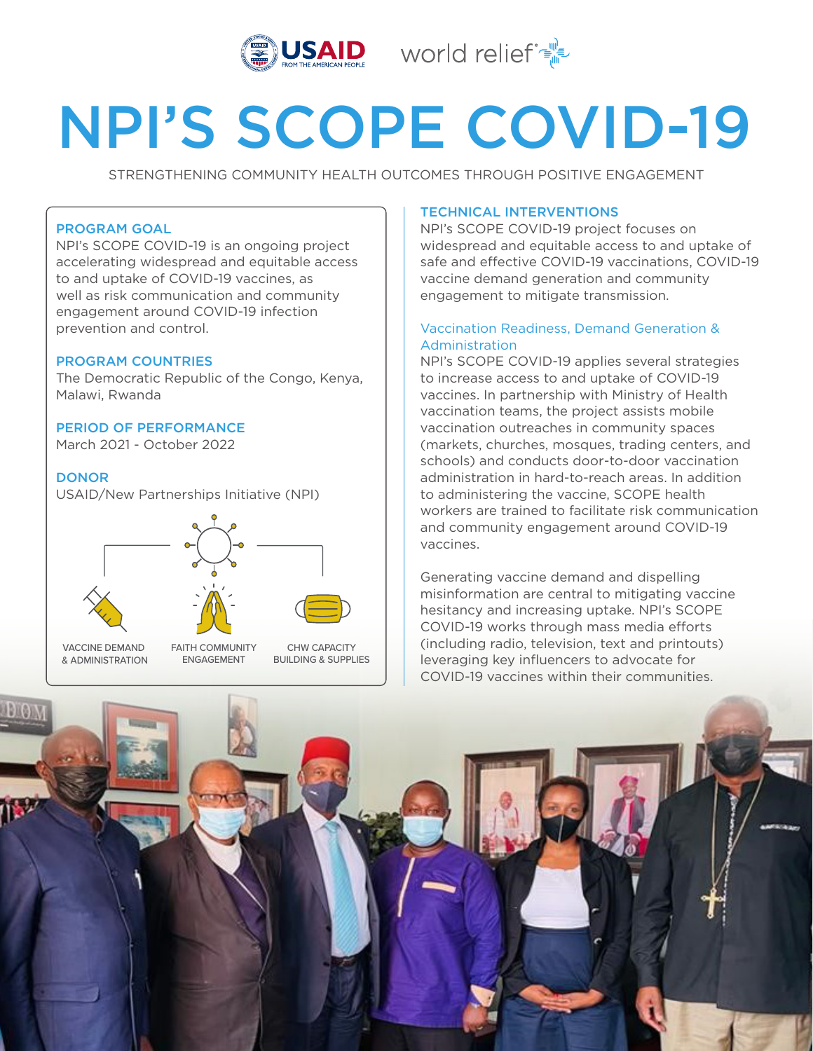USAID FROM THE AMERICAN PEOPLE | world relief

# NPI'S SCOPE COVID-19

STRENGTHENING COMMUNITY HEALTH OUTCOMES THROUGH POSITIVE ENGAGEMENT

## PROGRAM GOAL

NPI's SCOPE COVID-19 is an ongoing project accelerating widespread and equitable access to and uptake of COVID-19 vaccines, as well as risk communication and community engagement around COVID-19 infection prevention and control.

## PROGRAM COUNTRIES

The Democratic Republic of the Congo, Kenya, Malawi, Rwanda

## PERIOD OF PERFORMANCE

March 2021 - October 2022

## DONOR

USAID/New Partnerships Initiative (NPI)

VACCINE DEMAND & ADMINISTRATION

FAITH COMMUNITY ENGAGEMENT

CHW CAPACITY BUILDING & SUPPLIES

## TECHNICAL INTERVENTIONS

NPI's SCOPE COVID-19 project focuses on widespread and equitable access to and uptake of safe and effective COVID-19 vaccinations, COVID-19 vaccine demand generation and community engagement to mitigate transmission.

### Vaccination Readiness, Demand Generation & Administration

NPI's SCOPE COVID-19 applies several strategies to increase access to and uptake of COVID-19 vaccines. In partnership with Ministry of Health vaccination teams, the project assists mobile vaccination outreaches in community spaces (markets, churches, mosques, trading centers, and schools) and conducts door-to-door vaccination administration in hard-to-reach areas. In addition to administering the vaccine, SCOPE health workers are trained to facilitate risk communication and community engagement around COVID-19 vaccines.

Generating vaccine demand and dispelling misinformation are central to mitigating vaccine hesitancy and increasing uptake. NPI's SCOPE COVID-19 works through mass media efforts (including radio, television, text and printouts) leveraging key influencers to advocate for COVID-19 vaccines within their communities.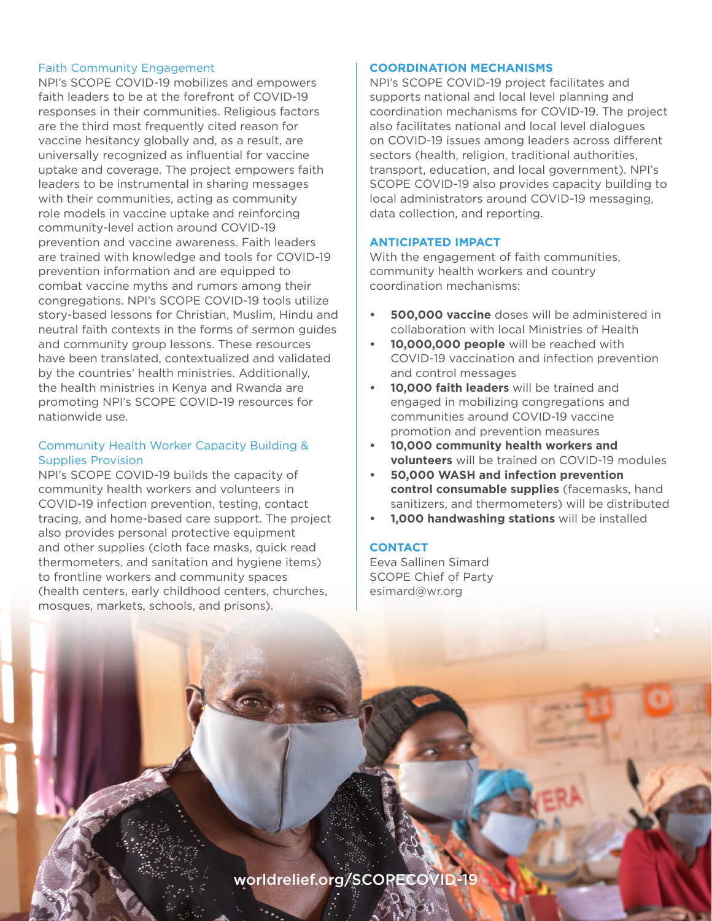### Faith Community Engagement

NPI's SCOPE COVID-19 mobilizes and empowers faith leaders to be at the forefront of COVID-19 responses in their communities. Religious factors are the third most frequently cited reason for vaccine hesitancy globally and, as a result, are universally recognized as influential for vaccine uptake and coverage. The project empowers faith leaders to be instrumental in sharing messages with their communities, acting as community role models in vaccine uptake and reinforcing community-level action around COVID-19 prevention and vaccine awareness. Faith leaders are trained with knowledge and tools for COVID-19 prevention information and are equipped to combat vaccine myths and rumors among their congregations. NPI's SCOPE COVID-19 tools utilize story-based lessons for Christian, Muslim, Hindu and neutral faith contexts in the forms of sermon guides and community group lessons. These resources have been translated, contextualized and validated by the countries' health ministries. Additionally, the health ministries in Kenya and Rwanda are promoting NPI's SCOPE COVID-19 resources for nationwide use.

### Community Health Worker Capacity Building & Supplies Provision

NPI's SCOPE COVID-19 builds the capacity of community health workers and volunteers in COVID-19 infection prevention, testing, contact tracing, and home-based care support. The project also provides personal protective equipment and other supplies (cloth face masks, quick read thermometers, and sanitation and hygiene items) to frontline workers and community spaces (health centers, early childhood centers, churches, mosques, markets, schools, and prisons).

## COORDINATION MECHANISMS

NPI's SCOPE COVID-19 project facilitates and supports national and local level planning and coordination mechanisms for COVID-19. The project also facilitates national and local level dialogues on COVID-19 issues among leaders across different sectors (health, religion, traditional authorities, transport, education, and local government). NPI's SCOPE COVID-19 also provides capacity building to local administrators around COVID-19 messaging, data collection, and reporting.

## ANTICIPATED IMPACT

With the engagement of faith communities, community health workers and country coordination mechanisms:

- **500,000 vaccine** doses will be administered in collaboration with local Ministries of Health
- **10,000,000 people** will be reached with COVID-19 vaccination and infection prevention and control messages
- **10,000 faith leaders** will be trained and engaged in mobilizing congregations and communities around COVID-19 vaccine promotion and prevention measures
- **10,000 community health workers and volunteers** will be trained on COVID-19 modules
- **50,000 WASH and infection prevention control consumable supplies** (facemasks, hand sanitizers, and thermometers) will be distributed
- **1,000 handwashing stations** will be installed

## CONTACT

Eeva Sallinen Simard
SCOPE Chief of Party
esimard@wr.org

worldrelief.org/SCOPECOVID-19